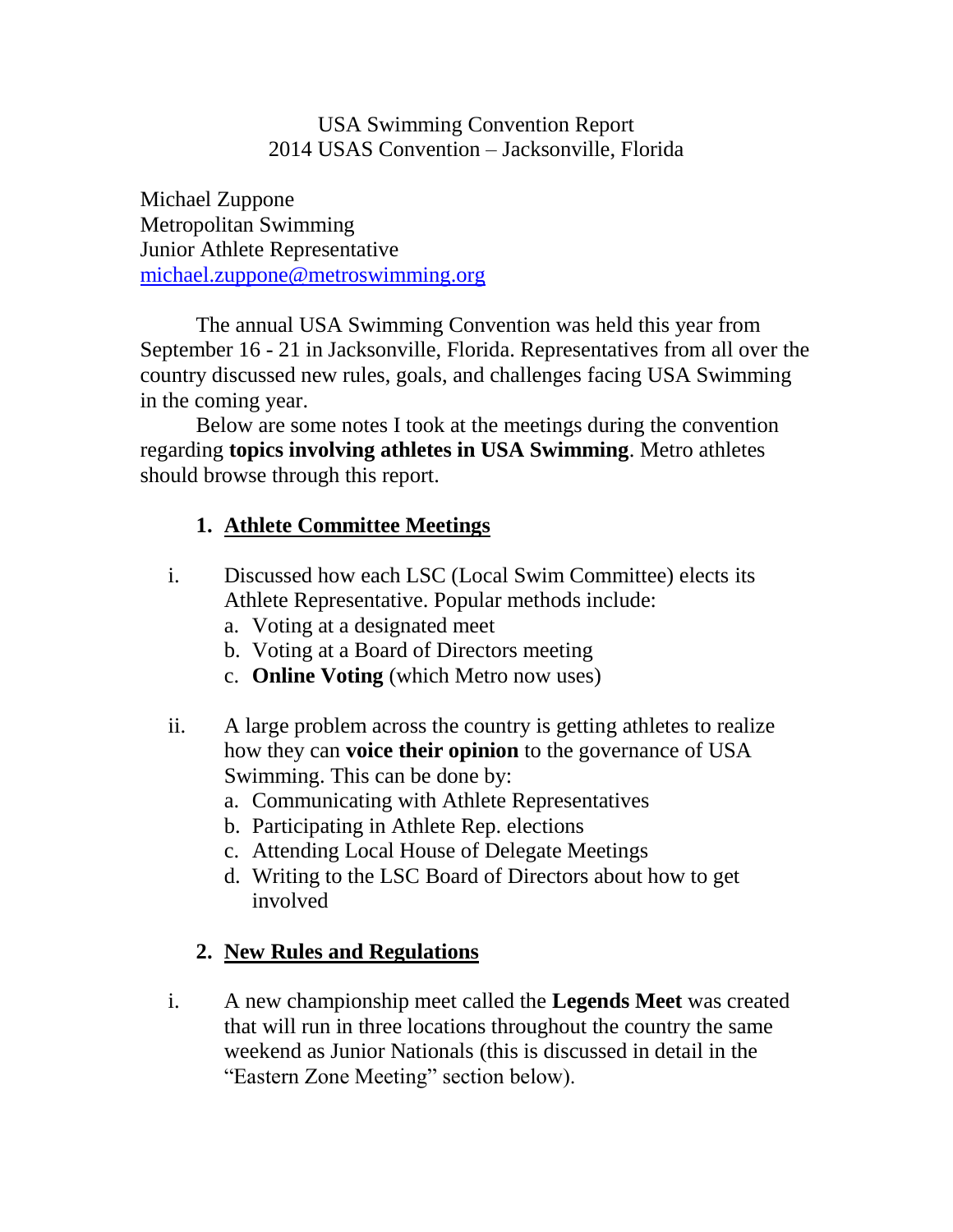USA Swimming Convention Report
2014 USAS Convention – Jacksonville, Florida

Michael Zuppone
Metropolitan Swimming
Junior Athlete Representative
michael.zuppone@metroswimming.org

The annual USA Swimming Convention was held this year from September 16 - 21 in Jacksonville, Florida. Representatives from all over the country discussed new rules, goals, and challenges facing USA Swimming in the coming year.

Below are some notes I took at the meetings during the convention regarding **topics involving athletes in USA Swimming**. Metro athletes should browse through this report.

## 1. Athlete Committee Meetings

i. Discussed how each LSC (Local Swim Committee) elects its Athlete Representative. Popular methods include:
   a. Voting at a designated meet
   b. Voting at a Board of Directors meeting
   c. **Online Voting** (which Metro now uses)

ii. A large problem across the country is getting athletes to realize how they can **voice their opinion** to the governance of USA Swimming. This can be done by:
   a. Communicating with Athlete Representatives
   b. Participating in Athlete Rep. elections
   c. Attending Local House of Delegate Meetings
   d. Writing to the LSC Board of Directors about how to get involved

## 2. New Rules and Regulations

i. A new championship meet called the **Legends Meet** was created that will run in three locations throughout the country the same weekend as Junior Nationals (this is discussed in detail in the "Eastern Zone Meeting" section below).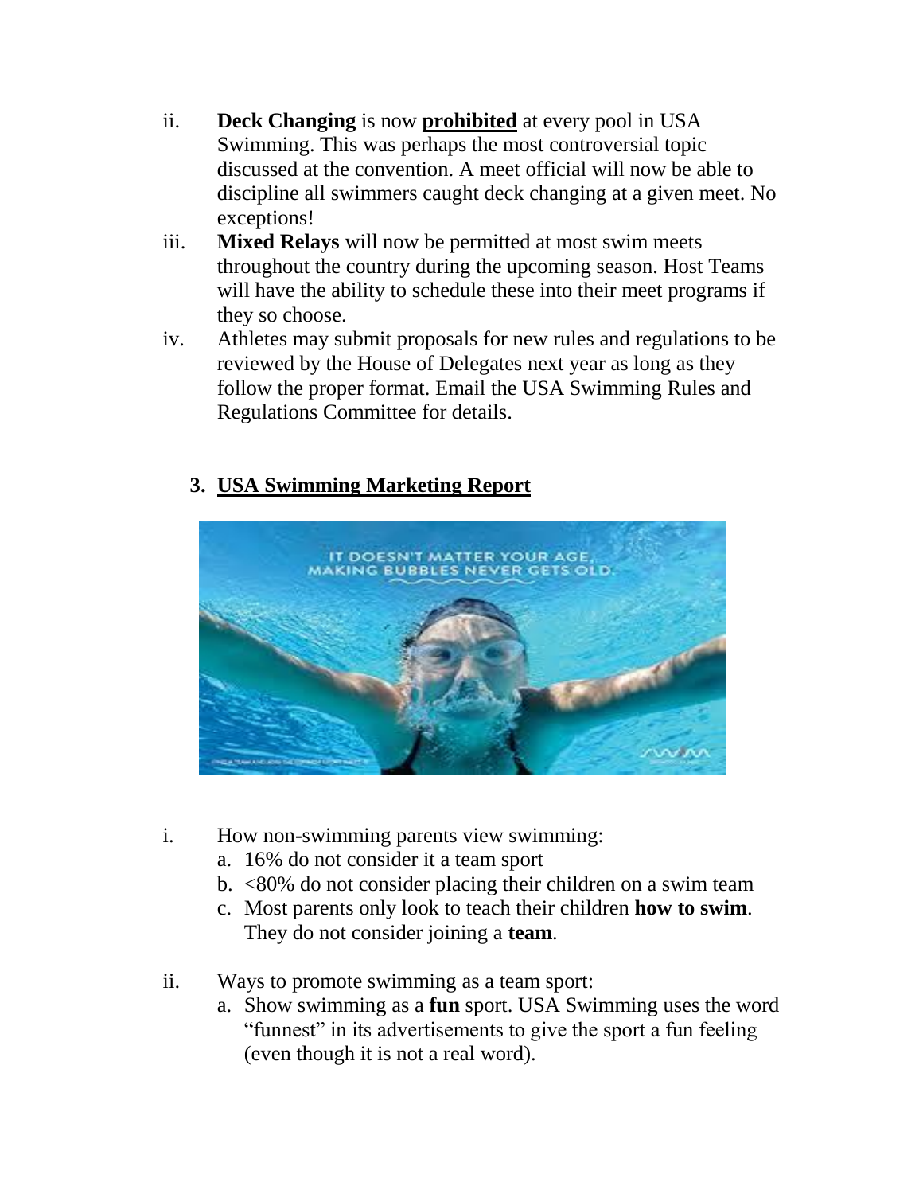ii. **Deck Changing** is now **<u>prohibited</u>** at every pool in USA Swimming. This was perhaps the most controversial topic discussed at the convention. A meet official will now be able to discipline all swimmers caught deck changing at a given meet. No exceptions!

iii. **Mixed Relays** will now be permitted at most swim meets throughout the country during the upcoming season. Host Teams will have the ability to schedule these into their meet programs if they so choose.

iv. Athletes may submit proposals for new rules and regulations to be reviewed by the House of Delegates next year as long as they follow the proper format. Email the USA Swimming Rules and Regulations Committee for details.

## 3. <u>USA Swimming Marketing Report</u>

i. How non-swimming parents view swimming:
   a. 16% do not consider it a team sport
   b. <80% do not consider placing their children on a swim team
   c. Most parents only look to teach their children **how to swim**. They do not consider joining a **team**.

ii. Ways to promote swimming as a team sport:
   a. Show swimming as a **fun** sport. USA Swimming uses the word "funnest" in its advertisements to give the sport a fun feeling (even though it is not a real word).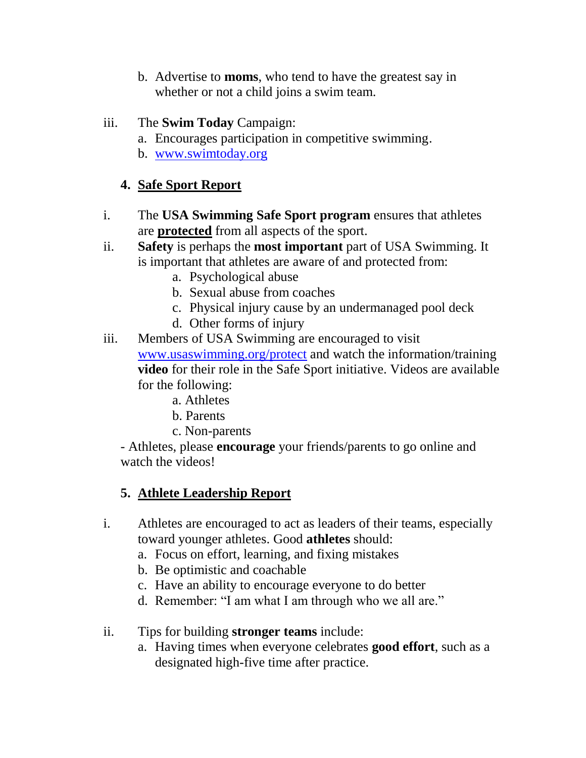b. Advertise to **moms**, who tend to have the greatest say in whether or not a child joins a swim team.

iii. The **Swim Today** Campaign:
   a. Encourages participation in competitive swimming.
   b. [www.swimtoday.org](http://www.swimtoday.org)

## 4. Safe Sport Report

i. The **USA Swimming Safe Sport program** ensures that athletes are **<u>protected</u>** from all aspects of the sport.

ii. **Safety** is perhaps the **most important** part of USA Swimming. It is important that athletes are aware of and protected from:
   a. Psychological abuse
   b. Sexual abuse from coaches
   c. Physical injury cause by an undermanaged pool deck
   d. Other forms of injury

iii. Members of USA Swimming are encouraged to visit [www.usaswimming.org/protect](http://www.usaswimming.org/protect) and watch the information/training **video** for their role in the Safe Sport initiative. Videos are available for the following:
   a. Athletes
   b. Parents
   c. Non-parents

- Athletes, please **encourage** your friends/parents to go online and watch the videos!

## 5. Athlete Leadership Report

i. Athletes are encouraged to act as leaders of their teams, especially toward younger athletes. Good **athletes** should:
   a. Focus on effort, learning, and fixing mistakes
   b. Be optimistic and coachable
   c. Have an ability to encourage everyone to do better
   d. Remember: "I am what I am through who we all are."

ii. Tips for building **stronger teams** include:
   a. Having times when everyone celebrates **good effort**, such as a designated high-five time after practice.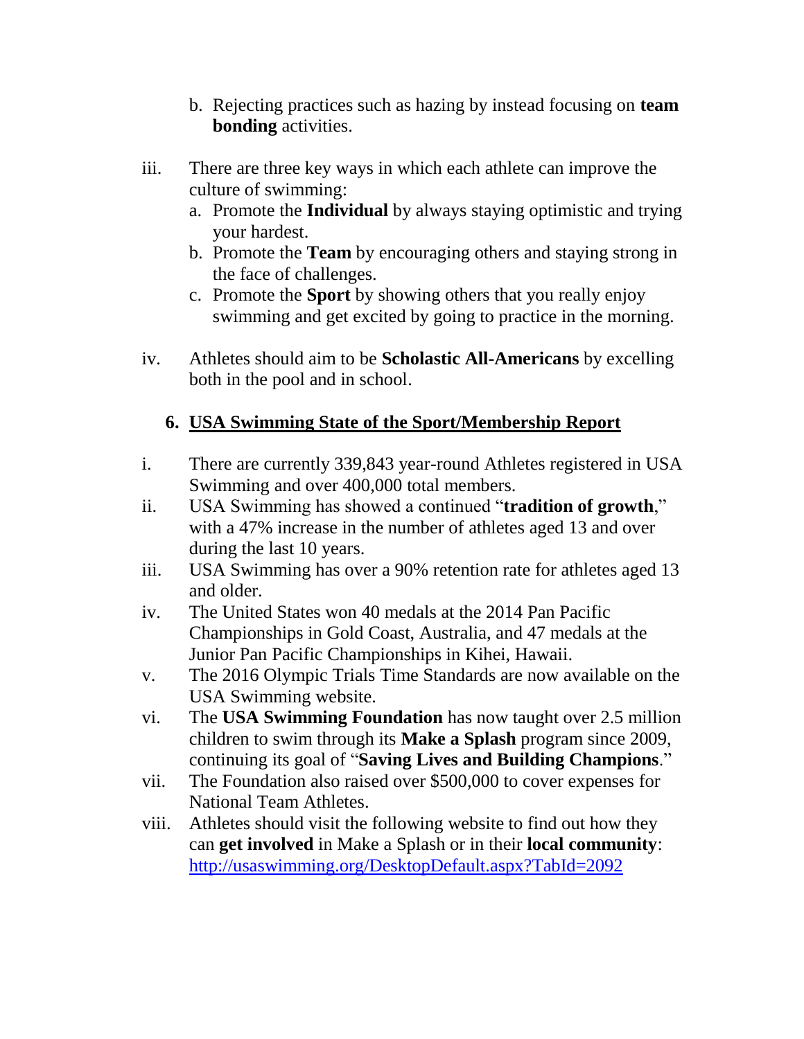b. Rejecting practices such as hazing by instead focusing on **team bonding** activities.

iii. There are three key ways in which each athlete can improve the culture of swimming:
   a. Promote the **Individual** by always staying optimistic and trying your hardest.
   b. Promote the **Team** by encouraging others and staying strong in the face of challenges.
   c. Promote the **Sport** by showing others that you really enjoy swimming and get excited by going to practice in the morning.

iv. Athletes should aim to be **Scholastic All-Americans** by excelling both in the pool and in school.

## 6. USA Swimming State of the Sport/Membership Report

i. There are currently 339,843 year-round Athletes registered in USA Swimming and over 400,000 total members.

ii. USA Swimming has showed a continued "**tradition of growth**," with a 47% increase in the number of athletes aged 13 and over during the last 10 years.

iii. USA Swimming has over a 90% retention rate for athletes aged 13 and older.

iv. The United States won 40 medals at the 2014 Pan Pacific Championships in Gold Coast, Australia, and 47 medals at the Junior Pan Pacific Championships in Kihei, Hawaii.

v. The 2016 Olympic Trials Time Standards are now available on the USA Swimming website.

vi. The **USA Swimming Foundation** has now taught over 2.5 million children to swim through its **Make a Splash** program since 2009, continuing its goal of "**Saving Lives and Building Champions**."

vii. The Foundation also raised over $500,000 to cover expenses for National Team Athletes.

viii. Athletes should visit the following website to find out how they can **get involved** in Make a Splash or in their **local community**: [http://usaswimming.org/DesktopDefault.aspx?TabId=2092](http://usaswimming.org/DesktopDefault.aspx?TabId=2092)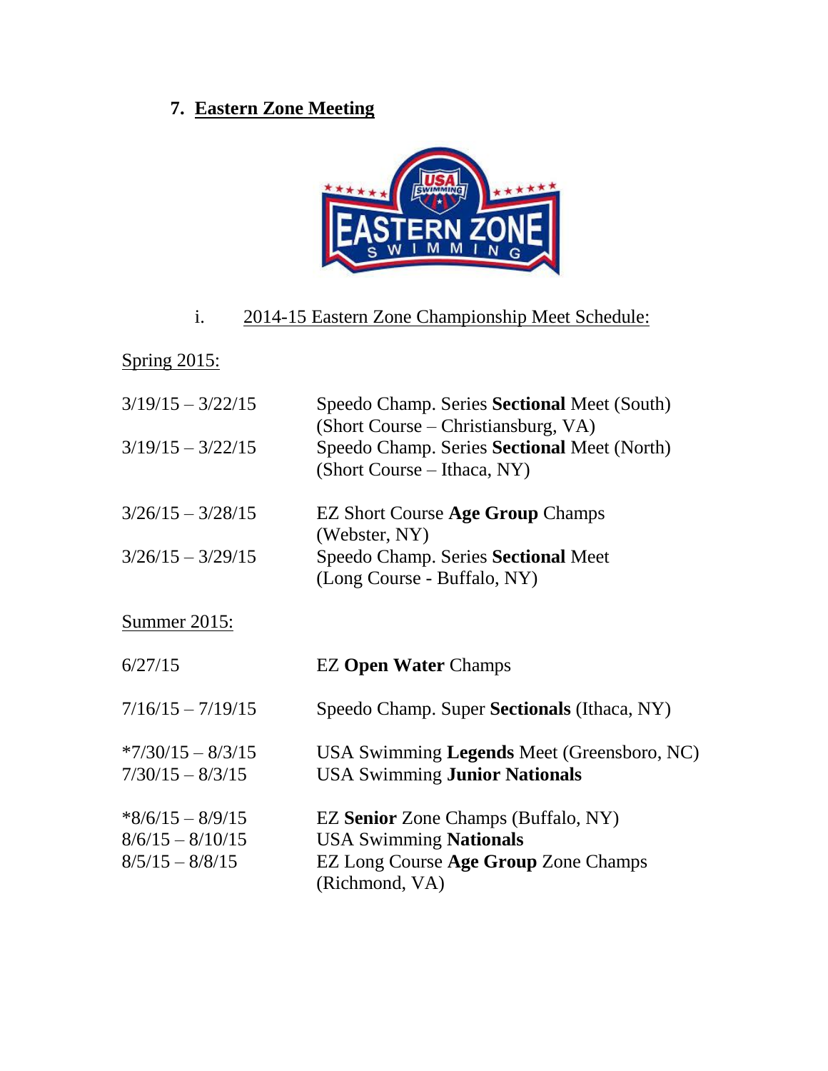## 7. Eastern Zone Meeting

i. 2014-15 Eastern Zone Championship Meet Schedule:

Spring 2015:

| | |
|---|---|
| 3/19/15 – 3/22/15 | Speedo Champ. Series **Sectional** Meet (South) (Short Course – Christiansburg, VA) |
| 3/19/15 – 3/22/15 | Speedo Champ. Series **Sectional** Meet (North) (Short Course – Ithaca, NY) |
| 3/26/15 – 3/28/15 | EZ Short Course **Age Group** Champs (Webster, NY) |
| 3/26/15 – 3/29/15 | Speedo Champ. Series **Sectional** Meet (Long Course - Buffalo, NY) |

Summer 2015:

| | |
|---|---|
| 6/27/15 | EZ **Open Water** Champs |
| 7/16/15 – 7/19/15 | Speedo Champ. Super **Sectionals** (Ithaca, NY) |
| *7/30/15 – 8/3/15 | USA Swimming **Legends** Meet (Greensboro, NC) |
| 7/30/15 – 8/3/15 | USA Swimming **Junior Nationals** |
| *8/6/15 – 8/9/15 | EZ **Senior** Zone Champs (Buffalo, NY) |
| 8/6/15 – 8/10/15 | USA Swimming **Nationals** |
| 8/5/15 – 8/8/15 | EZ Long Course **Age Group** Zone Champs (Richmond, VA) |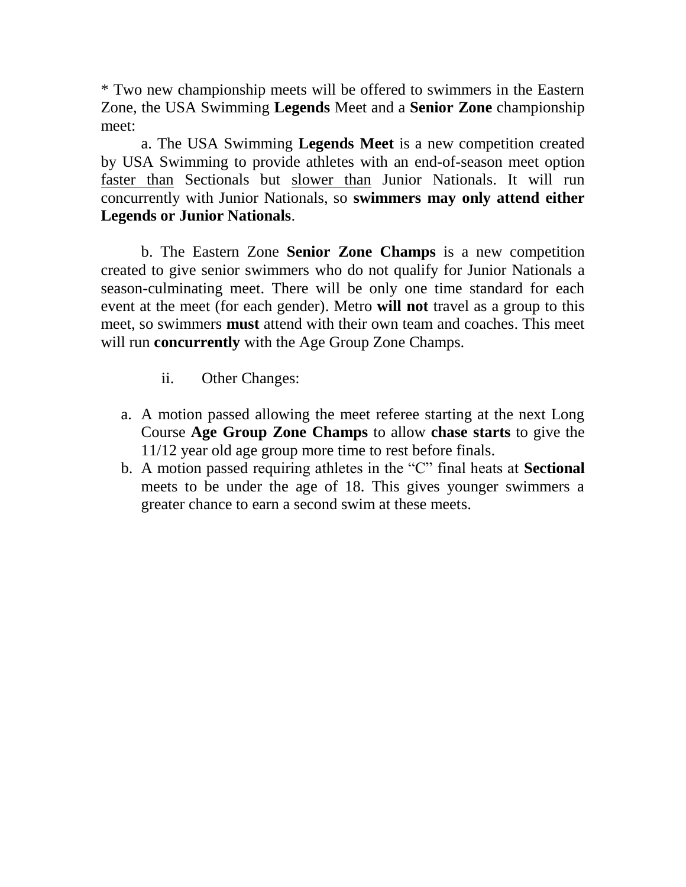* Two new championship meets will be offered to swimmers in the Eastern Zone, the USA Swimming **Legends** Meet and a **Senior Zone** championship meet:

a. The USA Swimming **Legends Meet** is a new competition created by USA Swimming to provide athletes with an end-of-season meet option <u>faster than</u> Sectionals but <u>slower than</u> Junior Nationals. It will run concurrently with Junior Nationals, so **swimmers may only attend either Legends or Junior Nationals**.

b. The Eastern Zone **Senior Zone Champs** is a new competition created to give senior swimmers who do not qualify for Junior Nationals a season-culminating meet. There will be only one time standard for each event at the meet (for each gender). Metro **will not** travel as a group to this meet, so swimmers **must** attend with their own team and coaches. This meet will run **concurrently** with the Age Group Zone Champs.

ii. Other Changes:

a. A motion passed allowing the meet referee starting at the next Long Course **Age Group Zone Champs** to allow **chase starts** to give the 11/12 year old age group more time to rest before finals.
b. A motion passed requiring athletes in the "C" final heats at **Sectional** meets to be under the age of 18. This gives younger swimmers a greater chance to earn a second swim at these meets.